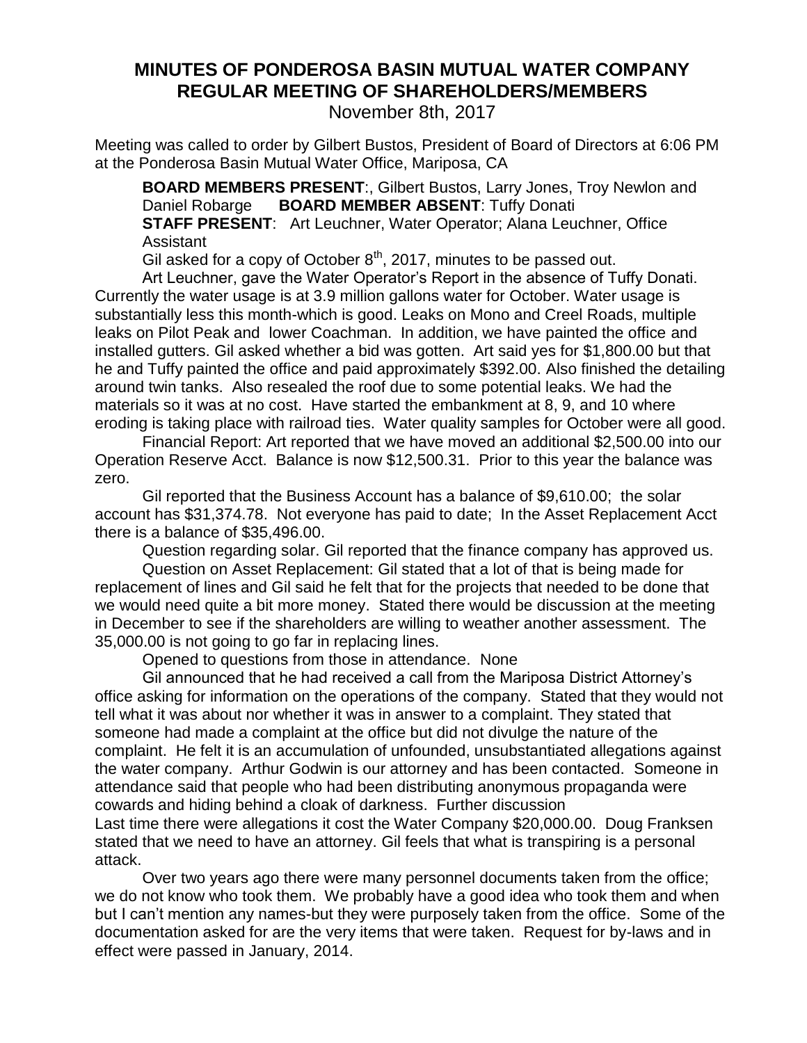# MINUTES OF PONDEROSA BASIN MUTUAL WATER COMPANY REGULAR MEETING OF SHAREHOLDERS/MEMBERS

November 8th, 2017

Meeting was called to order by Gilbert Bustos, President of Board of Directors at 6:06 PM at the Ponderosa Basin Mutual Water Office, Mariposa, CA

**BOARD MEMBERS PRESENT**:, Gilbert Bustos, Larry Jones, Troy Newlon and Daniel Robarge **BOARD MEMBER ABSENT**: Tuffy Donati

**STAFF PRESENT**: Art Leuchner, Water Operator; Alana Leuchner, Office Assistant

Gil asked for a copy of October 8th, 2017, minutes to be passed out.

Art Leuchner, gave the Water Operator's Report in the absence of Tuffy Donati. Currently the water usage is at 3.9 million gallons water for October. Water usage is substantially less this month-which is good. Leaks on Mono and Creel Roads, multiple leaks on Pilot Peak and lower Coachman. In addition, we have painted the office and installed gutters. Gil asked whether a bid was gotten. Art said yes for $1,800.00 but that he and Tuffy painted the office and paid approximately $392.00. Also finished the detailing around twin tanks. Also resealed the roof due to some potential leaks. We had the materials so it was at no cost. Have started the embankment at 8, 9, and 10 where eroding is taking place with railroad ties. Water quality samples for October were all good.

Financial Report: Art reported that we have moved an additional $2,500.00 into our Operation Reserve Acct. Balance is now $12,500.31. Prior to this year the balance was zero.

Gil reported that the Business Account has a balance of $9,610.00; the solar account has $31,374.78. Not everyone has paid to date; In the Asset Replacement Acct there is a balance of $35,496.00.

Question regarding solar. Gil reported that the finance company has approved us.

Question on Asset Replacement: Gil stated that a lot of that is being made for replacement of lines and Gil said he felt that for the projects that needed to be done that we would need quite a bit more money. Stated there would be discussion at the meeting in December to see if the shareholders are willing to weather another assessment. The 35,000.00 is not going to go far in replacing lines.

Opened to questions from those in attendance. None

Gil announced that he had received a call from the Mariposa District Attorney's office asking for information on the operations of the company. Stated that they would not tell what it was about nor whether it was in answer to a complaint. They stated that someone had made a complaint at the office but did not divulge the nature of the complaint. He felt it is an accumulation of unfounded, unsubstantiated allegations against the water company. Arthur Godwin is our attorney and has been contacted. Someone in attendance said that people who had been distributing anonymous propaganda were cowards and hiding behind a cloak of darkness. Further discussion

Last time there were allegations it cost the Water Company $20,000.00. Doug Franksen stated that we need to have an attorney. Gil feels that what is transpiring is a personal attack.

Over two years ago there were many personnel documents taken from the office; we do not know who took them. We probably have a good idea who took them and when but I can't mention any names-but they were purposely taken from the office. Some of the documentation asked for are the very items that were taken. Request for by-laws and in effect were passed in January, 2014.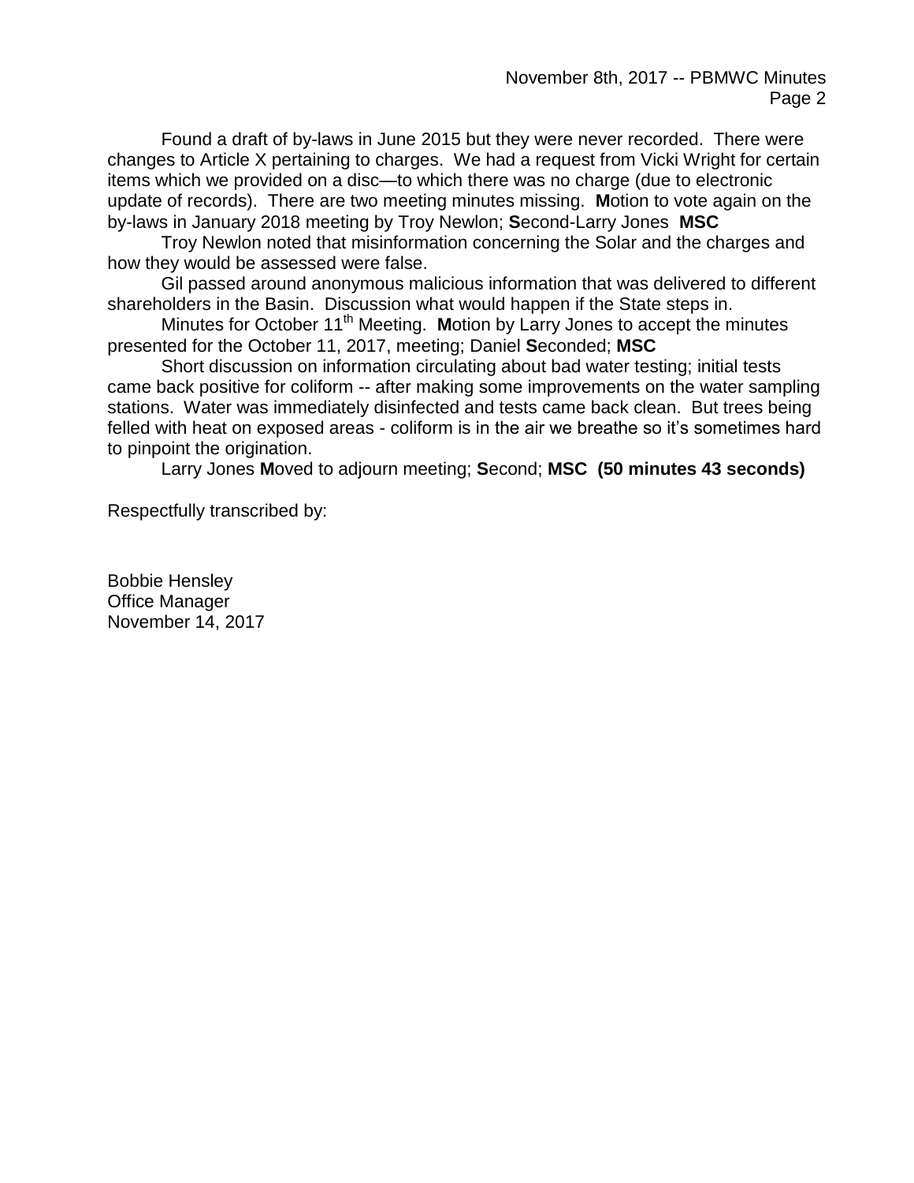Found a draft of by-laws in June 2015 but they were never recorded. There were changes to Article X pertaining to charges. We had a request from Vicki Wright for certain items which we provided on a disc—to which there was no charge (due to electronic update of records). There are two meeting minutes missing. **M**otion to vote again on the by-laws in January 2018 meeting by Troy Newlon; **S**econd-Larry Jones **MSC**

Troy Newlon noted that misinformation concerning the Solar and the charges and how they would be assessed were false.

Gil passed around anonymous malicious information that was delivered to different shareholders in the Basin. Discussion what would happen if the State steps in.

Minutes for October 11th Meeting. **M**otion by Larry Jones to accept the minutes presented for the October 11, 2017, meeting; Daniel **S**econded; **MSC**

Short discussion on information circulating about bad water testing; initial tests came back positive for coliform -- after making some improvements on the water sampling stations. Water was immediately disinfected and tests came back clean. But trees being felled with heat on exposed areas - coliform is in the air we breathe so it's sometimes hard to pinpoint the origination.

Larry Jones **M**oved to adjourn meeting; **S**econd; **MSC (50 minutes 43 seconds)**

Respectfully transcribed by:

Bobbie Hensley
Office Manager
November 14, 2017